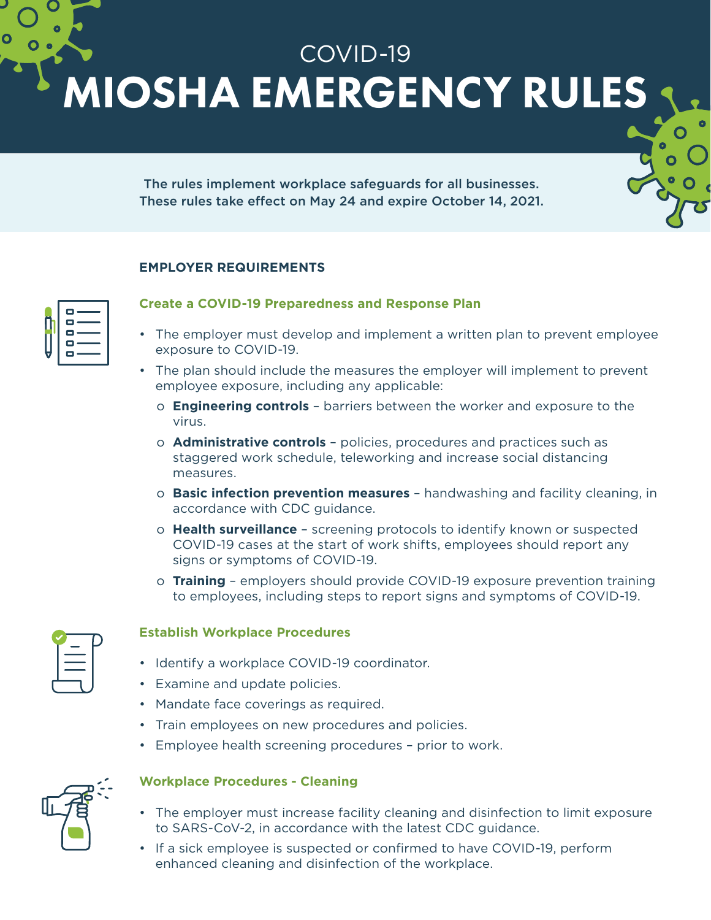# COVID-19
# MIOSHA EMERGENCY RULES

**The rules implement workplace safeguards for all businesses. These rules take effect on May 24 and expire October 14, 2021.**

## EMPLOYER REQUIREMENTS

### Create a COVID-19 Preparedness and Response Plan

- The employer must develop and implement a written plan to prevent employee exposure to COVID-19.
- The plan should include the measures the employer will implement to prevent employee exposure, including any applicable:
  - **Engineering controls** – barriers between the worker and exposure to the virus.
  - **Administrative controls** – policies, procedures and practices such as staggered work schedule, teleworking and increase social distancing measures.
  - **Basic infection prevention measures** – handwashing and facility cleaning, in accordance with CDC guidance.
  - **Health surveillance** – screening protocols to identify known or suspected COVID-19 cases at the start of work shifts, employees should report any signs or symptoms of COVID-19.
  - **Training** – employers should provide COVID-19 exposure prevention training to employees, including steps to report signs and symptoms of COVID-19.

### Establish Workplace Procedures

- Identify a workplace COVID-19 coordinator.
- Examine and update policies.
- Mandate face coverings as required.
- Train employees on new procedures and policies.
- Employee health screening procedures – prior to work.

### Workplace Procedures - Cleaning

- The employer must increase facility cleaning and disinfection to limit exposure to SARS-CoV-2, in accordance with the latest CDC guidance.
- If a sick employee is suspected or confirmed to have COVID-19, perform enhanced cleaning and disinfection of the workplace.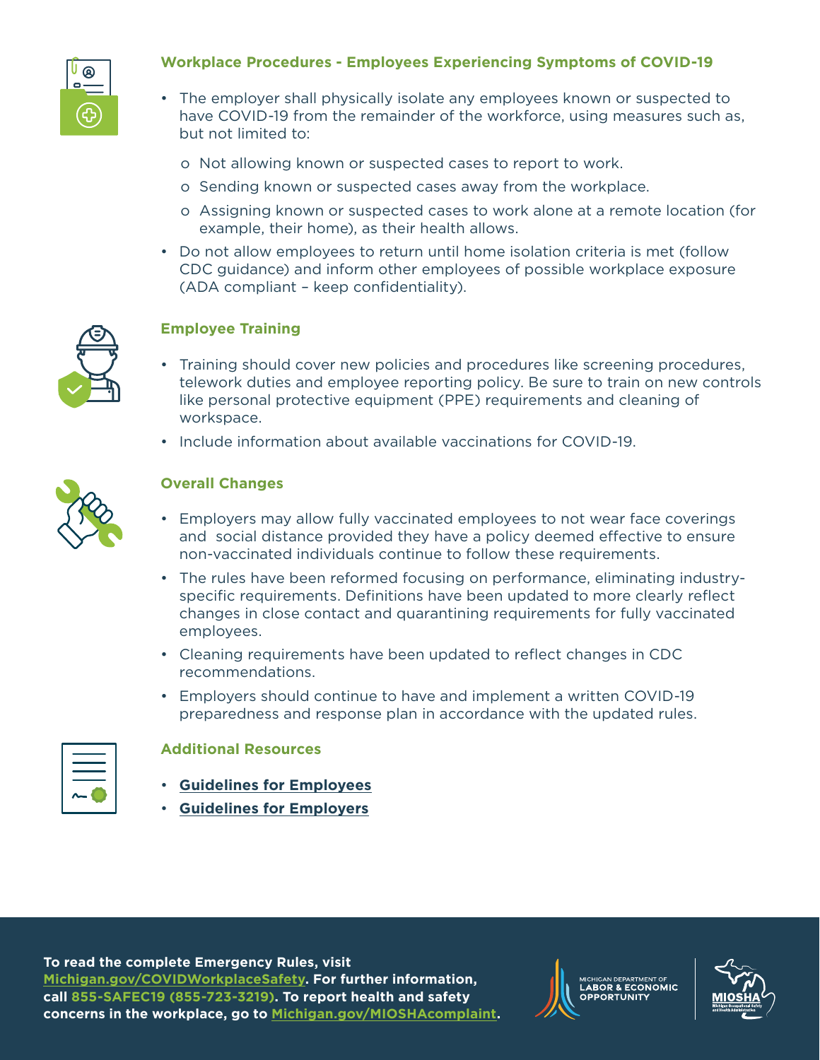## Workplace Procedures - Employees Experiencing Symptoms of COVID-19

- The employer shall physically isolate any employees known or suspected to have COVID-19 from the remainder of the workforce, using measures such as, but not limited to:
  - Not allowing known or suspected cases to report to work.
  - Sending known or suspected cases away from the workplace.
  - Assigning known or suspected cases to work alone at a remote location (for example, their home), as their health allows.
- Do not allow employees to return until home isolation criteria is met (follow CDC guidance) and inform other employees of possible workplace exposure (ADA compliant – keep confidentiality).

## Employee Training

- Training should cover new policies and procedures like screening procedures, telework duties and employee reporting policy. Be sure to train on new controls like personal protective equipment (PPE) requirements and cleaning of workspace.
- Include information about available vaccinations for COVID-19.

## Overall Changes

- Employers may allow fully vaccinated employees to not wear face coverings and social distance provided they have a policy deemed effective to ensure non-vaccinated individuals continue to follow these requirements.
- The rules have been reformed focusing on performance, eliminating industry-specific requirements. Definitions have been updated to more clearly reflect changes in close contact and quarantining requirements for fully vaccinated employees.
- Cleaning requirements have been updated to reflect changes in CDC recommendations.
- Employers should continue to have and implement a written COVID-19 preparedness and response plan in accordance with the updated rules.

## Additional Resources

- **Guidelines for Employees**
- **Guidelines for Employers**

**To read the complete Emergency Rules, visit Michigan.gov/COVIDWorkplaceSafety. For further information, call 855-SAFEC19 (855-723-3219). To report health and safety concerns in the workplace, go to Michigan.gov/MIOSHAcomplaint.**

MICHIGAN DEPARTMENT OF LABOR & ECONOMIC OPPORTUNITY

MIOSHA Michigan Occupational Safety and Health Administration